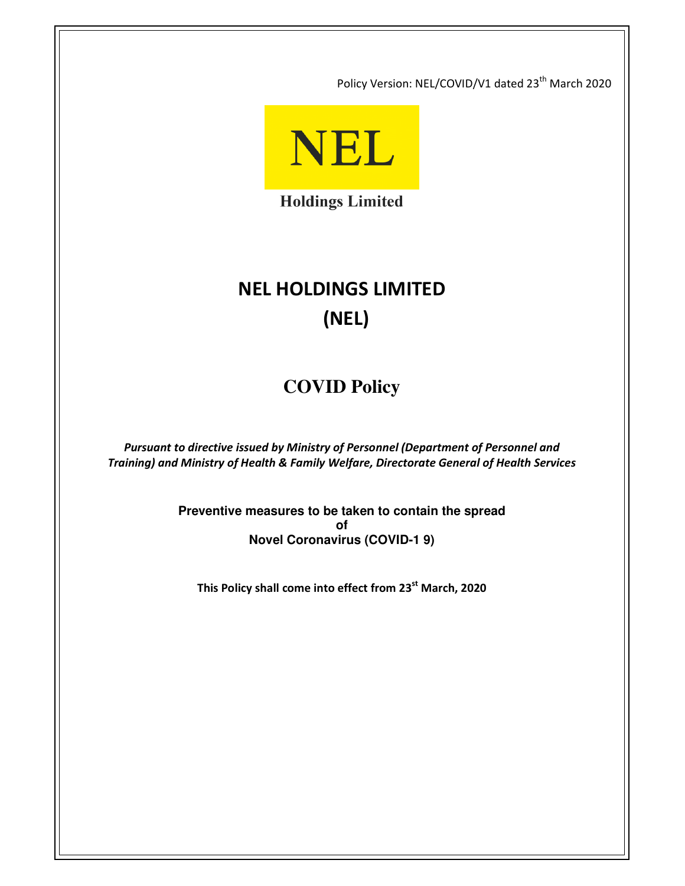Policy Version: NEL/COVID/V1 dated 23th March 2020

NEL

Holdings Limited

# NEL HOLDINGS LIMITED
# (NEL)

## COVID Policy

***Pursuant to directive issued by Ministry of Personnel (Department of Personnel and Training) and Ministry of Health & Family Welfare, Directorate General of Health Services***

**Preventive measures to be taken to contain the spread**
**of**
**Novel Coronavirus (COVID-1 9)**

**This Policy shall come into effect from 23st March, 2020**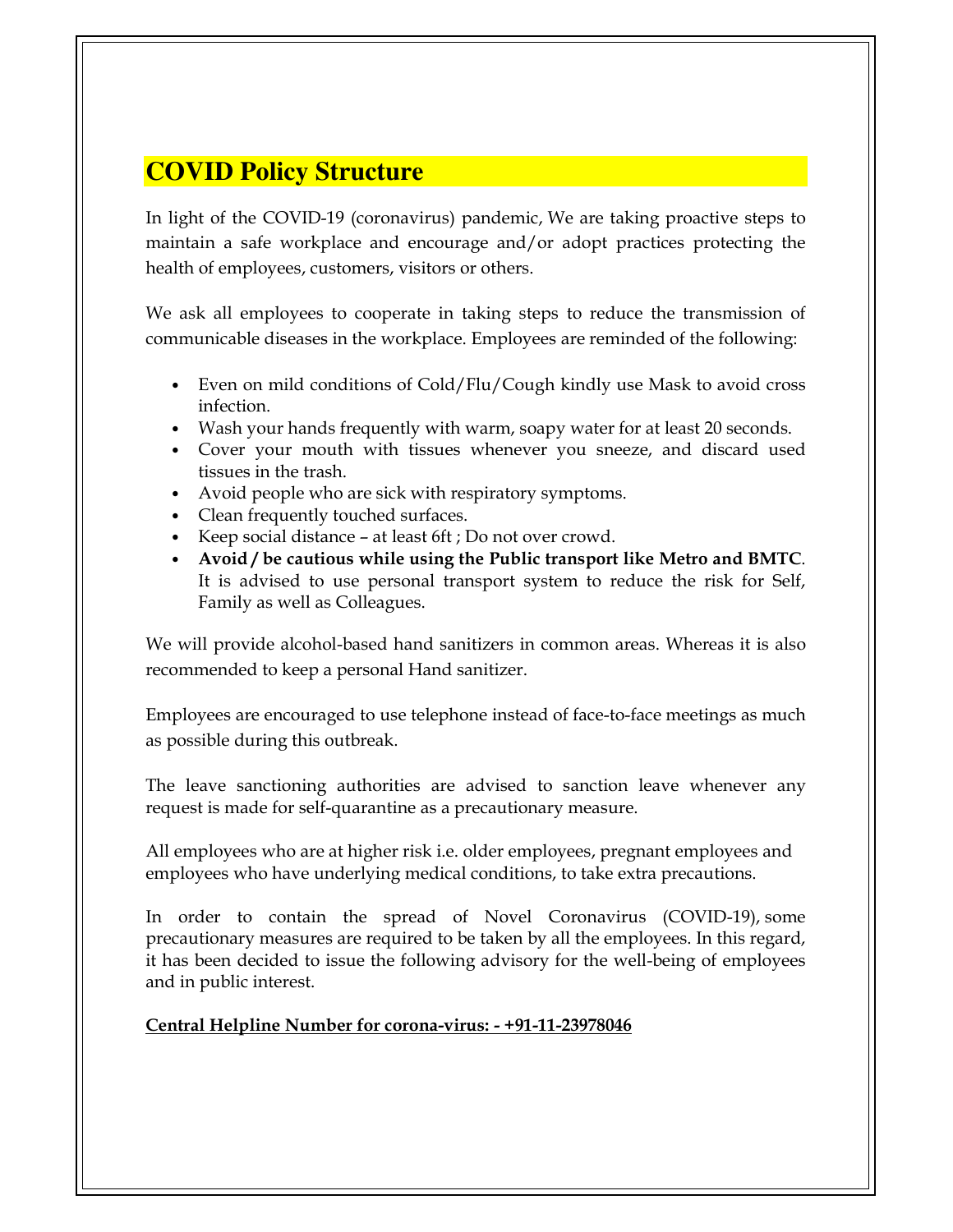# COVID Policy Structure

In light of the COVID-19 (coronavirus) pandemic, We are taking proactive steps to maintain a safe workplace and encourage and/or adopt practices protecting the health of employees, customers, visitors or others.

We ask all employees to cooperate in taking steps to reduce the transmission of communicable diseases in the workplace. Employees are reminded of the following:

- Even on mild conditions of Cold/Flu/Cough kindly use Mask to avoid cross infection.
- Wash your hands frequently with warm, soapy water for at least 20 seconds.
- Cover your mouth with tissues whenever you sneeze, and discard used tissues in the trash.
- Avoid people who are sick with respiratory symptoms.
- Clean frequently touched surfaces.
- Keep social distance – at least 6ft ; Do not over crowd.
- **Avoid / be cautious while using the Public transport like Metro and BMTC**. It is advised to use personal transport system to reduce the risk for Self, Family as well as Colleagues.

We will provide alcohol-based hand sanitizers in common areas. Whereas it is also recommended to keep a personal Hand sanitizer.

Employees are encouraged to use telephone instead of face-to-face meetings as much as possible during this outbreak.

The leave sanctioning authorities are advised to sanction leave whenever any request is made for self-quarantine as a precautionary measure.

All employees who are at higher risk i.e. older employees, pregnant employees and employees who have underlying medical conditions, to take extra precautions.

In order to contain the spread of Novel Coronavirus (COVID-19), some precautionary measures are required to be taken by all the employees. In this regard, it has been decided to issue the following advisory for the well-being of employees and in public interest.

**Central Helpline Number for corona-virus: - +91-11-23978046**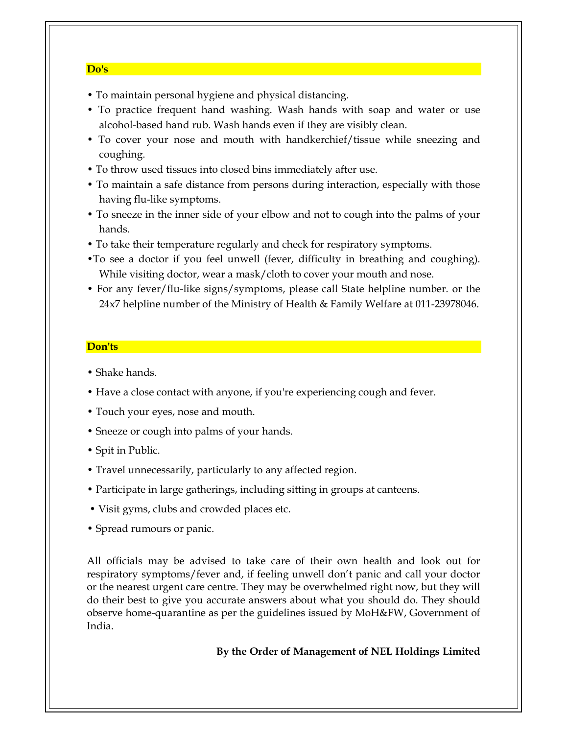## Do's

- To maintain personal hygiene and physical distancing.
- To practice frequent hand washing. Wash hands with soap and water or use alcohol-based hand rub. Wash hands even if they are visibly clean.
- To cover your nose and mouth with handkerchief/tissue while sneezing and coughing.
- To throw used tissues into closed bins immediately after use.
- To maintain a safe distance from persons during interaction, especially with those having flu-like symptoms.
- To sneeze in the inner side of your elbow and not to cough into the palms of your hands.
- To take their temperature regularly and check for respiratory symptoms.
- To see a doctor if you feel unwell (fever, difficulty in breathing and coughing). While visiting doctor, wear a mask/cloth to cover your mouth and nose.
- For any fever/flu-like signs/symptoms, please call State helpline number. or the 24x7 helpline number of the Ministry of Health & Family Welfare at 011-23978046.

## Don'ts

- Shake hands.
- Have a close contact with anyone, if you're experiencing cough and fever.
- Touch your eyes, nose and mouth.
- Sneeze or cough into palms of your hands.
- Spit in Public.
- Travel unnecessarily, particularly to any affected region.
- Participate in large gatherings, including sitting in groups at canteens.
- Visit gyms, clubs and crowded places etc.
- Spread rumours or panic.

All officials may be advised to take care of their own health and look out for respiratory symptoms/fever and, if feeling unwell don't panic and call your doctor or the nearest urgent care centre. They may be overwhelmed right now, but they will do their best to give you accurate answers about what you should do. They should observe home-quarantine as per the guidelines issued by MoH&FW, Government of India.

**By the Order of Management of NEL Holdings Limited**